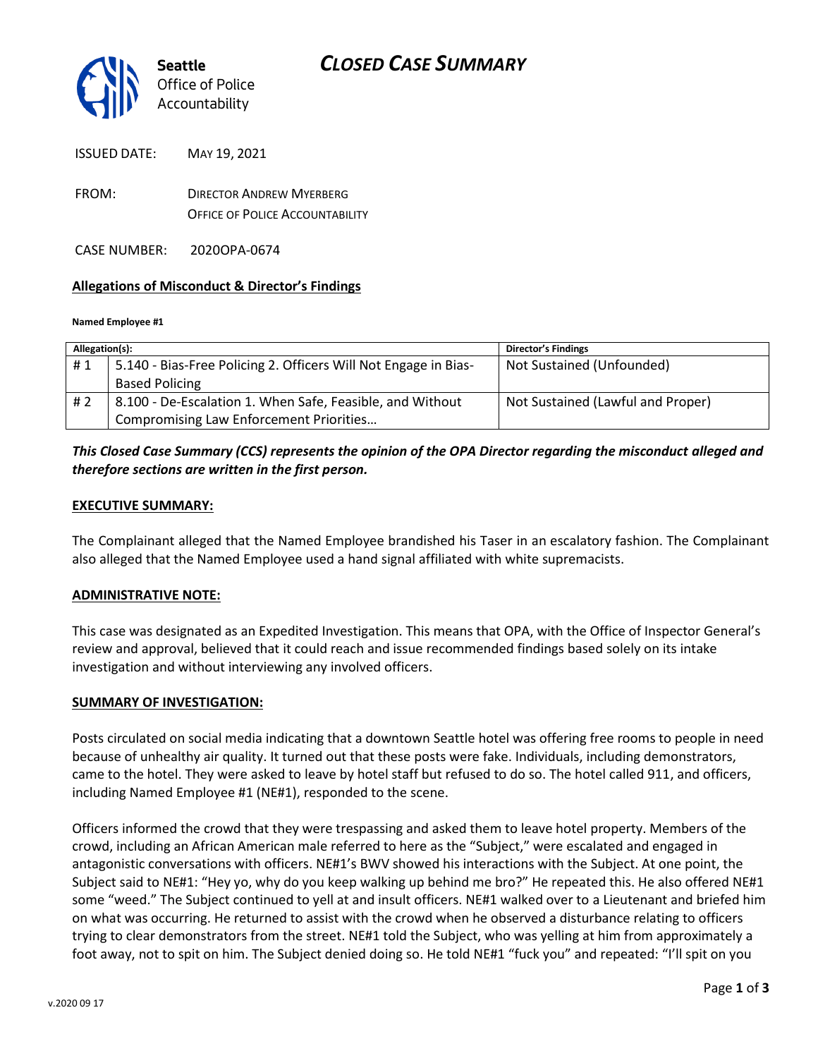# CLOSED CASE SUMMARY

**Seattle** Office of Police Accountability

ISSUED DATE: MAY 19, 2021

FROM: DIRECTOR ANDREW MYERBERG
OFFICE OF POLICE ACCOUNTABILITY

CASE NUMBER: 2020OPA-0674

**Allegations of Misconduct & Director's Findings**

**Named Employee #1**

| Allegation(s): | | Director's Findings |
|---|---|---|
| # 1 | 5.140 - Bias-Free Policing 2. Officers Will Not Engage in Bias-Based Policing | Not Sustained (Unfounded) |
| # 2 | 8.100 - De-Escalation 1. When Safe, Feasible, and Without Compromising Law Enforcement Priorities… | Not Sustained (Lawful and Proper) |

***This Closed Case Summary (CCS) represents the opinion of the OPA Director regarding the misconduct alleged and therefore sections are written in the first person.***

**EXECUTIVE SUMMARY:**

The Complainant alleged that the Named Employee brandished his Taser in an escalatory fashion. The Complainant also alleged that the Named Employee used a hand signal affiliated with white supremacists.

**ADMINISTRATIVE NOTE:**

This case was designated as an Expedited Investigation. This means that OPA, with the Office of Inspector General's review and approval, believed that it could reach and issue recommended findings based solely on its intake investigation and without interviewing any involved officers.

**SUMMARY OF INVESTIGATION:**

Posts circulated on social media indicating that a downtown Seattle hotel was offering free rooms to people in need because of unhealthy air quality. It turned out that these posts were fake. Individuals, including demonstrators, came to the hotel. They were asked to leave by hotel staff but refused to do so. The hotel called 911, and officers, including Named Employee #1 (NE#1), responded to the scene.

Officers informed the crowd that they were trespassing and asked them to leave hotel property. Members of the crowd, including an African American male referred to here as the "Subject," were escalated and engaged in antagonistic conversations with officers. NE#1's BWV showed his interactions with the Subject. At one point, the Subject said to NE#1: "Hey yo, why do you keep walking up behind me bro?" He repeated this. He also offered NE#1 some "weed." The Subject continued to yell at and insult officers. NE#1 walked over to a Lieutenant and briefed him on what was occurring. He returned to assist with the crowd when he observed a disturbance relating to officers trying to clear demonstrators from the street. NE#1 told the Subject, who was yelling at him from approximately a foot away, not to spit on him. The Subject denied doing so. He told NE#1 "fuck you" and repeated: "I'll spit on you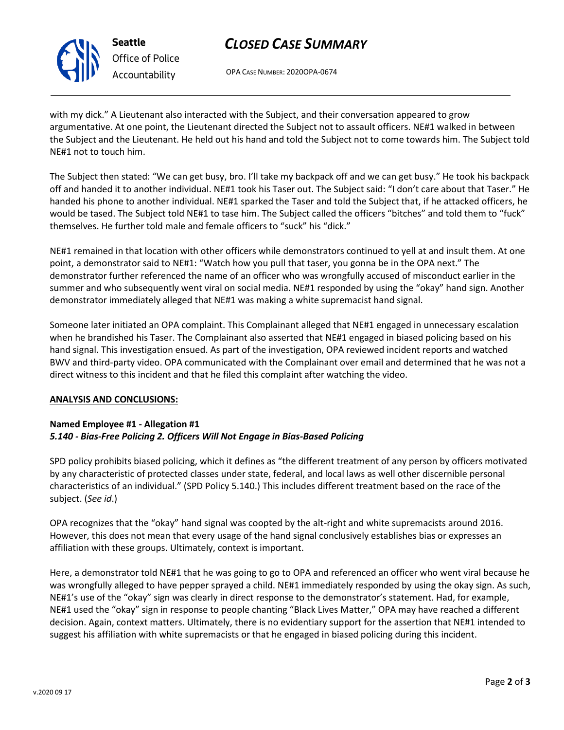with my dick." A Lieutenant also interacted with the Subject, and their conversation appeared to grow argumentative. At one point, the Lieutenant directed the Subject not to assault officers. NE#1 walked in between the Subject and the Lieutenant. He held out his hand and told the Subject not to come towards him. The Subject told NE#1 not to touch him.

The Subject then stated: "We can get busy, bro. I'll take my backpack off and we can get busy." He took his backpack off and handed it to another individual. NE#1 took his Taser out. The Subject said: "I don't care about that Taser." He handed his phone to another individual. NE#1 sparked the Taser and told the Subject that, if he attacked officers, he would be tased. The Subject told NE#1 to tase him. The Subject called the officers "bitches" and told them to "fuck" themselves. He further told male and female officers to "suck" his "dick."

NE#1 remained in that location with other officers while demonstrators continued to yell at and insult them. At one point, a demonstrator said to NE#1: "Watch how you pull that taser, you gonna be in the OPA next." The demonstrator further referenced the name of an officer who was wrongfully accused of misconduct earlier in the summer and who subsequently went viral on social media. NE#1 responded by using the "okay" hand sign. Another demonstrator immediately alleged that NE#1 was making a white supremacist hand signal.

Someone later initiated an OPA complaint. This Complainant alleged that NE#1 engaged in unnecessary escalation when he brandished his Taser. The Complainant also asserted that NE#1 engaged in biased policing based on his hand signal. This investigation ensued. As part of the investigation, OPA reviewed incident reports and watched BWV and third-party video. OPA communicated with the Complainant over email and determined that he was not a direct witness to this incident and that he filed this complaint after watching the video.

**ANALYSIS AND CONCLUSIONS:**

**Named Employee #1 - Allegation #1**
***5.140 - Bias-Free Policing 2. Officers Will Not Engage in Bias-Based Policing***

SPD policy prohibits biased policing, which it defines as "the different treatment of any person by officers motivated by any characteristic of protected classes under state, federal, and local laws as well other discernible personal characteristics of an individual." (SPD Policy 5.140.) This includes different treatment based on the race of the subject. (*See id*.)

OPA recognizes that the "okay" hand signal was coopted by the alt-right and white supremacists around 2016. However, this does not mean that every usage of the hand signal conclusively establishes bias or expresses an affiliation with these groups. Ultimately, context is important.

Here, a demonstrator told NE#1 that he was going to go to OPA and referenced an officer who went viral because he was wrongfully alleged to have pepper sprayed a child. NE#1 immediately responded by using the okay sign. As such, NE#1's use of the "okay" sign was clearly in direct response to the demonstrator's statement. Had, for example, NE#1 used the "okay" sign in response to people chanting "Black Lives Matter," OPA may have reached a different decision. Again, context matters. Ultimately, there is no evidentiary support for the assertion that NE#1 intended to suggest his affiliation with white supremacists or that he engaged in biased policing during this incident.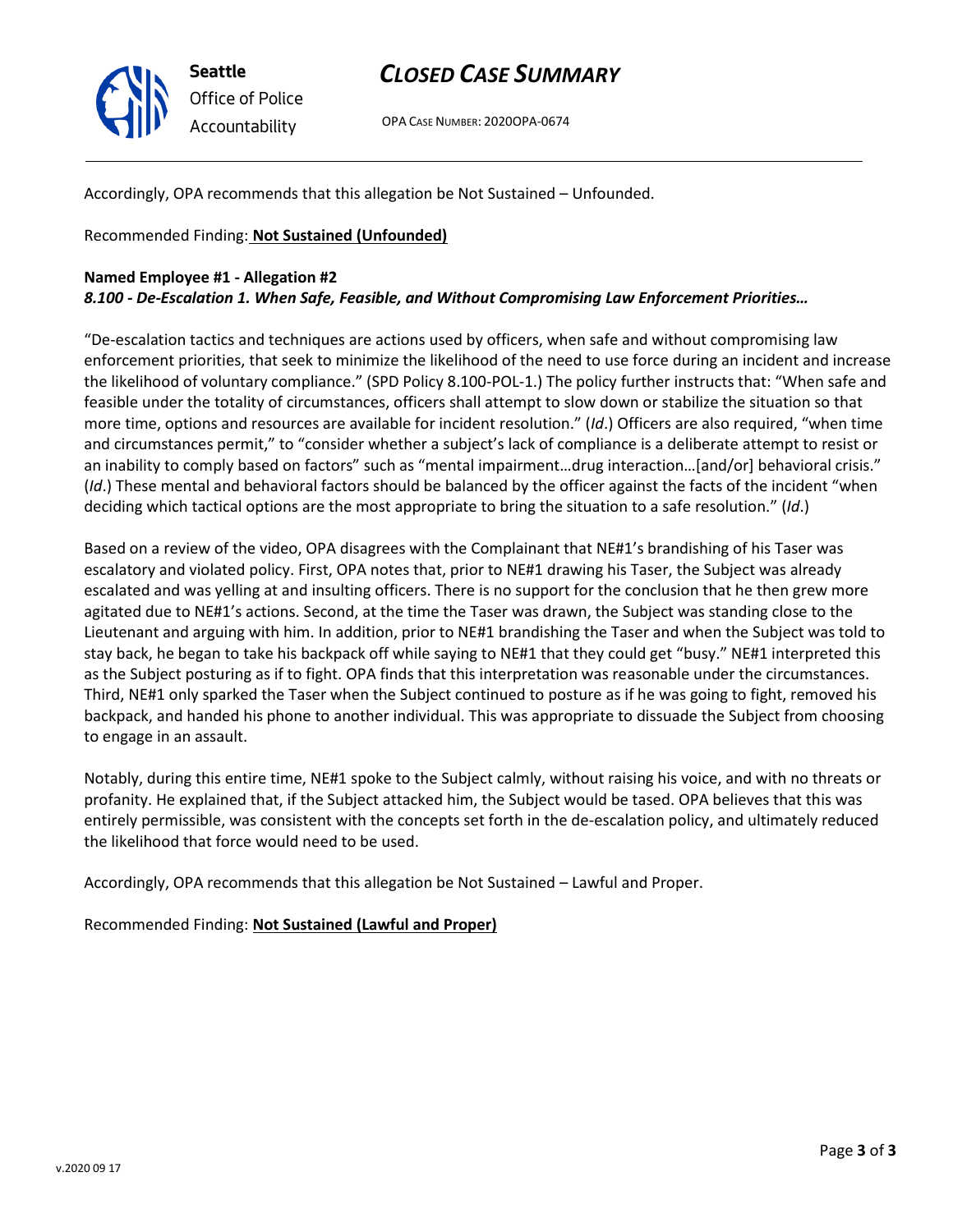Accordingly, OPA recommends that this allegation be Not Sustained – Unfounded.

Recommended Finding: **Not Sustained (Unfounded)**

**Named Employee #1 - Allegation #2**
***8.100 - De-Escalation 1. When Safe, Feasible, and Without Compromising Law Enforcement Priorities…***

"De-escalation tactics and techniques are actions used by officers, when safe and without compromising law enforcement priorities, that seek to minimize the likelihood of the need to use force during an incident and increase the likelihood of voluntary compliance." (SPD Policy 8.100-POL-1.) The policy further instructs that: "When safe and feasible under the totality of circumstances, officers shall attempt to slow down or stabilize the situation so that more time, options and resources are available for incident resolution." (*Id*.) Officers are also required, "when time and circumstances permit," to "consider whether a subject's lack of compliance is a deliberate attempt to resist or an inability to comply based on factors" such as "mental impairment…drug interaction…[and/or] behavioral crisis." (*Id*.) These mental and behavioral factors should be balanced by the officer against the facts of the incident "when deciding which tactical options are the most appropriate to bring the situation to a safe resolution." (*Id*.)

Based on a review of the video, OPA disagrees with the Complainant that NE#1's brandishing of his Taser was escalatory and violated policy. First, OPA notes that, prior to NE#1 drawing his Taser, the Subject was already escalated and was yelling at and insulting officers. There is no support for the conclusion that he then grew more agitated due to NE#1's actions. Second, at the time the Taser was drawn, the Subject was standing close to the Lieutenant and arguing with him. In addition, prior to NE#1 brandishing the Taser and when the Subject was told to stay back, he began to take his backpack off while saying to NE#1 that they could get "busy." NE#1 interpreted this as the Subject posturing as if to fight. OPA finds that this interpretation was reasonable under the circumstances. Third, NE#1 only sparked the Taser when the Subject continued to posture as if he was going to fight, removed his backpack, and handed his phone to another individual. This was appropriate to dissuade the Subject from choosing to engage in an assault.

Notably, during this entire time, NE#1 spoke to the Subject calmly, without raising his voice, and with no threats or profanity. He explained that, if the Subject attacked him, the Subject would be tased. OPA believes that this was entirely permissible, was consistent with the concepts set forth in the de-escalation policy, and ultimately reduced the likelihood that force would need to be used.

Accordingly, OPA recommends that this allegation be Not Sustained – Lawful and Proper.

Recommended Finding: **Not Sustained (Lawful and Proper)**